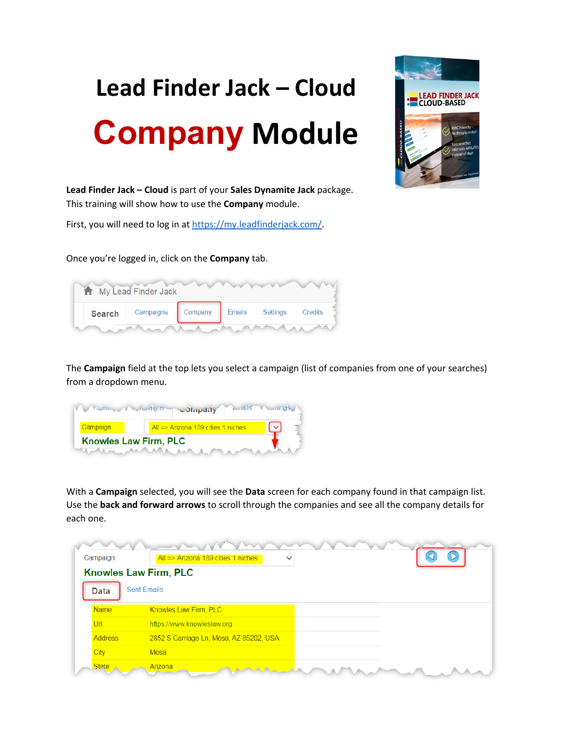# Lead Finder Jack – Cloud

# Company Module

**Lead Finder Jack – Cloud** is part of your **Sales Dynamite Jack** package.
This training will show how to use the **Company** module.

First, you will need to log in at https://my.leadfinderjack.com/.

Once you're logged in, click on the **Company** tab.

The **Campaign** field at the top lets you select a campaign (list of companies from one of your searches) from a dropdown menu.

With a **Campaign** selected, you will see the **Data** screen for each company found in that campaign list. Use the **back and forward arrows** to scroll through the companies and see all the company details for each one.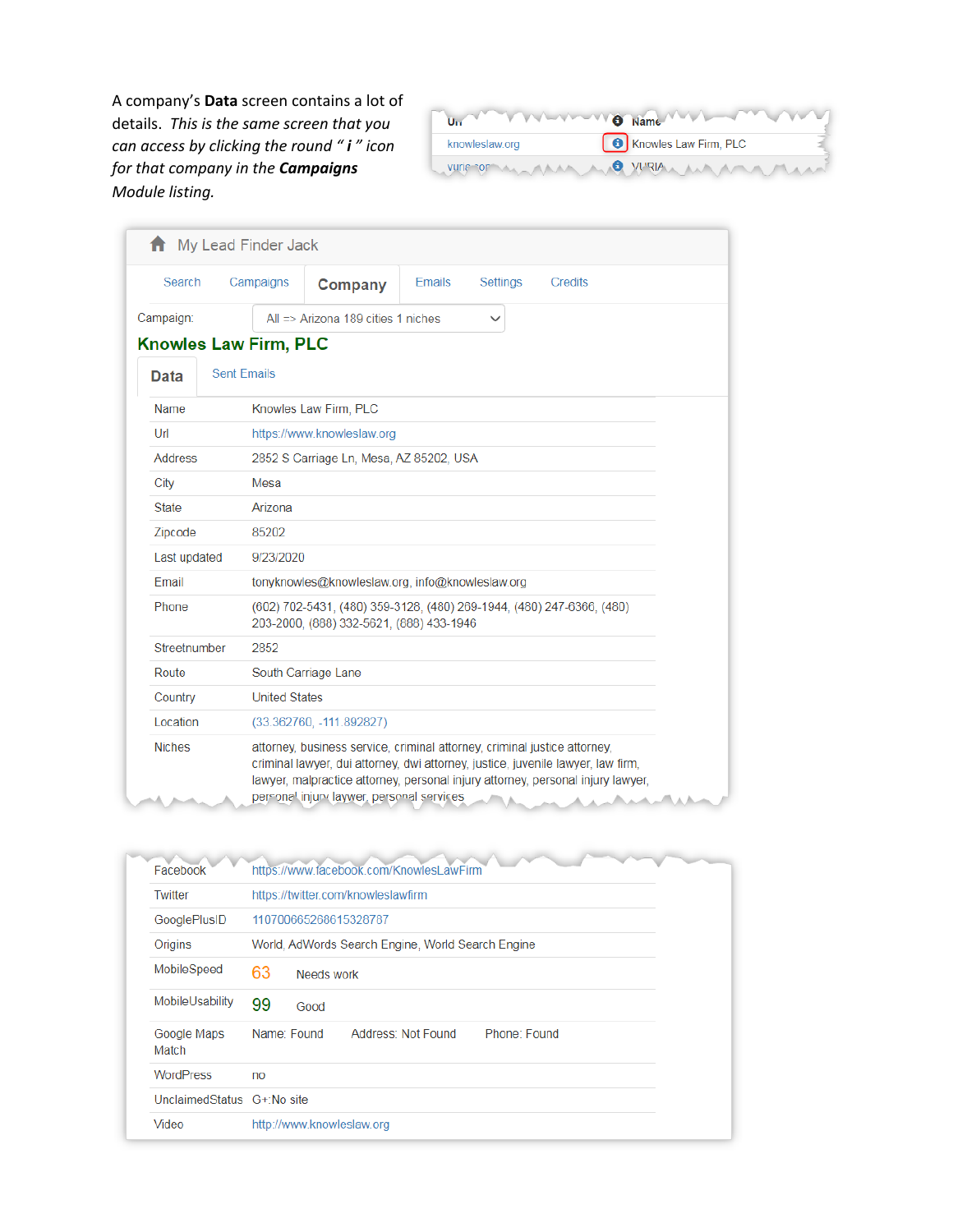A company's **Data** screen contains a lot of details. *This is the same screen that you can access by clicking the round "**i**" icon for that company in the **Campaigns** Module listing.*

| Url | Name |
|---|---|
| knowleslaw.org | Knowles Law Firm, PLC |

My Lead Finder Jack

Search | Campaigns | **Company** | Emails | Settings | Credits

Campaign: All => Arizona 189 cities 1 niches

**Knowles Law Firm, PLC**

**Data** | Sent Emails

| | |
|---|---|
| Name | Knowles Law Firm, PLC |
| Url | https://www.knowleslaw.org |
| Address | 2852 S Carriage Ln, Mesa, AZ 85202, USA |
| City | Mesa |
| State | Arizona |
| Zipcode | 85202 |
| Last updated | 9/23/2020 |
| Email | tonyknowles@knowleslaw.org, info@knowleslaw.org |
| Phone | (602) 702-5431, (480) 359-3128, (480) 269-1944, (480) 247-6366, (480) 203-2000, (888) 332-5621, (888) 433-1946 |
| Streetnumber | 2852 |
| Route | South Carriage Lane |
| Country | United States |
| Location | (33.362760, -111.892827) |
| Niches | attorney, business service, criminal attorney, criminal justice attorney, criminal lawyer, dui attorney, dwi attorney, justice, juvenile lawyer, law firm, lawyer, malpractice attorney, personal injury attorney, personal injury lawyer, personal injury laywer, personal services |

| | |
|---|---|
| Facebook | https://www.facebook.com/KnowlesLawFirm |
| Twitter | https://twitter.com/knowleslawfirm |
| GooglePlusID | 110700665268615328787 |
| Origins | World, AdWords Search Engine, World Search Engine |
| MobileSpeed | 63 Needs work |
| MobileUsability | 99 Good |
| Google Maps Match | Name: Found Address: Not Found Phone: Found |
| WordPress | no |
| UnclaimedStatus | G+:No site |
| Video | http://www.knowleslaw.org |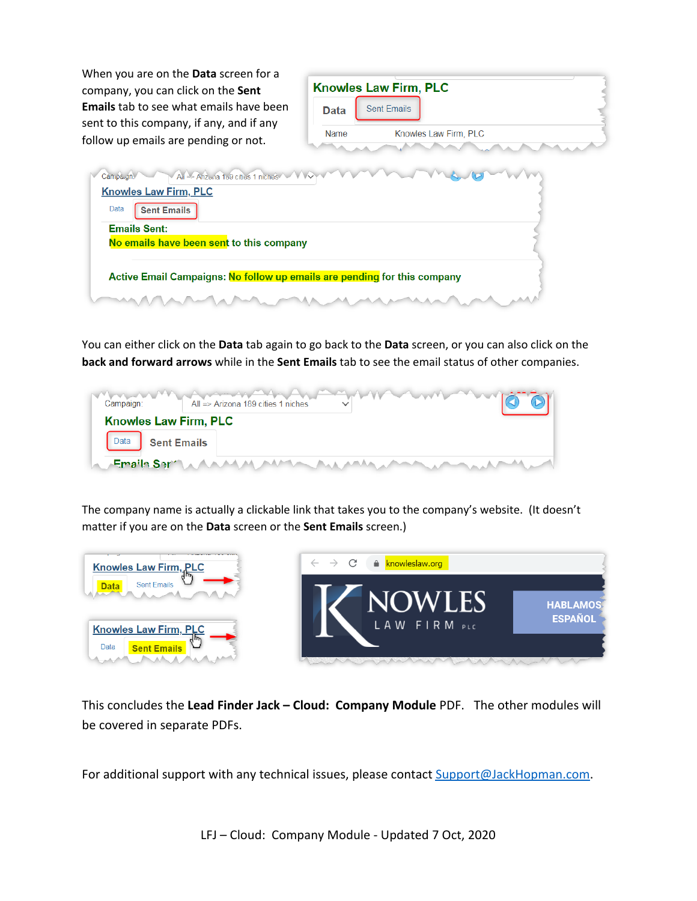When you are on the **Data** screen for a company, you can click on the **Sent Emails** tab to see what emails have been sent to this company, if any, and if any follow up emails are pending or not.

You can either click on the **Data** tab again to go back to the **Data** screen, or you can also click on the **back and forward arrows** while in the **Sent Emails** tab to see the email status of other companies.

The company name is actually a clickable link that takes you to the company's website. (It doesn't matter if you are on the **Data** screen or the **Sent Emails** screen.)

This concludes the **Lead Finder Jack – Cloud: Company Module** PDF. The other modules will be covered in separate PDFs.

For additional support with any technical issues, please contact Support@JackHopman.com.

LFJ – Cloud: Company Module - Updated 7 Oct, 2020